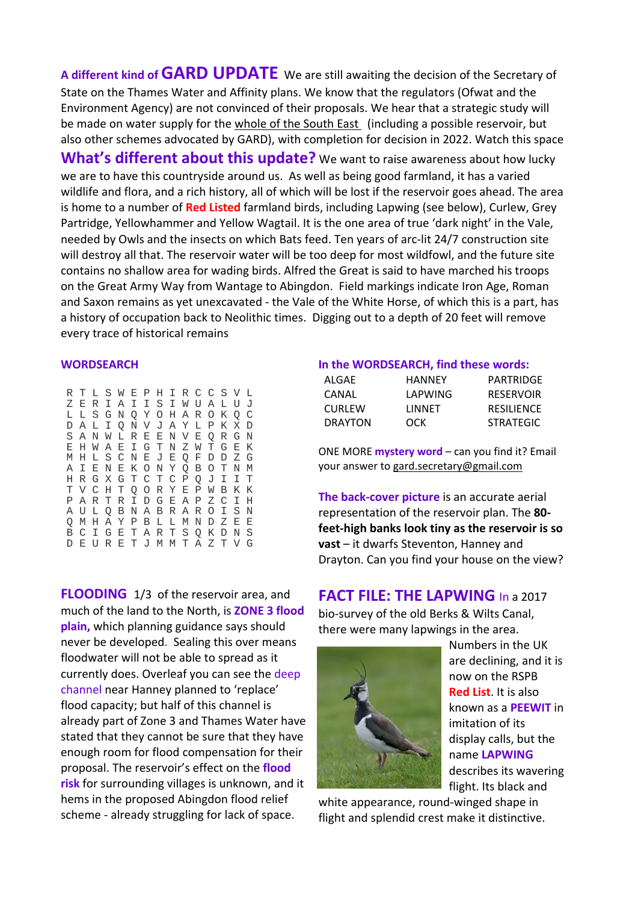**A different kind of GARD UPDATE** We are still awaiting the decision of the Secretary of State on the Thames Water and Affinity plans. We know that the regulators (Ofwat and the Environment Agency) are not convinced of their proposals. We hear that a strategic study will be made on water supply for the whole of the South East (including a possible reservoir, but also other schemes advocated by GARD), with completion for decision in 2022. Watch this space

## What's different about this update?

We want to raise awareness about how lucky we are to have this countryside around us. As well as being good farmland, it has a varied wildlife and flora, and a rich history, all of which will be lost if the reservoir goes ahead. The area is home to a number of **Red Listed** farmland birds, including Lapwing (see below), Curlew, Grey Partridge, Yellowhammer and Yellow Wagtail. It is the one area of true 'dark night' in the Vale, needed by Owls and the insects on which Bats feed. Ten years of arc-lit 24/7 construction site will destroy all that. The reservoir water will be too deep for most wildfowl, and the future site contains no shallow area for wading birds. Alfred the Great is said to have marched his troops on the Great Army Way from Wantage to Abingdon. Field markings indicate Iron Age, Roman and Saxon remains as yet unexcavated - the Vale of the White Horse, of which this is a part, has a history of occupation back to Neolithic times. Digging out to a depth of 20 feet will remove every trace of historical remains

## WORDSEARCH

```
R T L S W E P H I R C C S V L
Z E R I A I I S I W U A L U J
L L S G N Q Y O H A R O K Q C
D A L I Q N V J A Y L P K X D
S A N W L R E E N V E Q R G N
E H W A E I G T N Z W T G E K
M H L S C N E J E Q F D D Z G
A I E N E K O N Y Q B O T N M
H R G X G T C T C P Q J I I T
T V C H T Q O R Y E P W B K K
P A R T R I D G E A P Z C I H
A U L Q B N A B R A R O I S N
Q M H A Y P B L L M N D Z E E
B C I G E T A R T S Q K D N S
D E U R E T J M M T A Z T V G
```

## In the WORDSEARCH, find these words:

| | | |
|---|---|---|
| ALGAE | HANNEY | PARTRIDGE |
| CANAL | LAPWING | RESERVOIR |
| CURLEW | LINNET | RESILIENCE |
| DRAYTON | OCK | STRATEGIC |

ONE MORE **mystery word** – can you find it? Email your answer to gard.secretary@gmail.com

**The back-cover picture** is an accurate aerial representation of the reservoir plan. The **80-feet-high banks look tiny as the reservoir is so vast** – it dwarfs Steventon, Hanney and Drayton. Can you find your house on the view?

## FLOODING

1/3 of the reservoir area, and much of the land to the North, is **ZONE 3 flood plain,** which planning guidance says should never be developed. Sealing this over means floodwater will not be able to spread as it currently does. Overleaf you can see the deep channel near Hanney planned to 'replace' flood capacity; but half of this channel is already part of Zone 3 and Thames Water have stated that they cannot be sure that they have enough room for flood compensation for their proposal. The reservoir's effect on the **flood risk** for surrounding villages is unknown, and it hems in the proposed Abingdon flood relief scheme - already struggling for lack of space.

## FACT FILE: THE LAPWING

In a 2017 bio-survey of the old Berks & Wilts Canal, there were many lapwings in the area. Numbers in the UK are declining, and it is now on the RSPB **Red List**. It is also known as a **PEEWIT** in imitation of its display calls, but the name **LAPWING** describes its wavering flight. Its black and white appearance, round-winged shape in flight and splendid crest make it distinctive.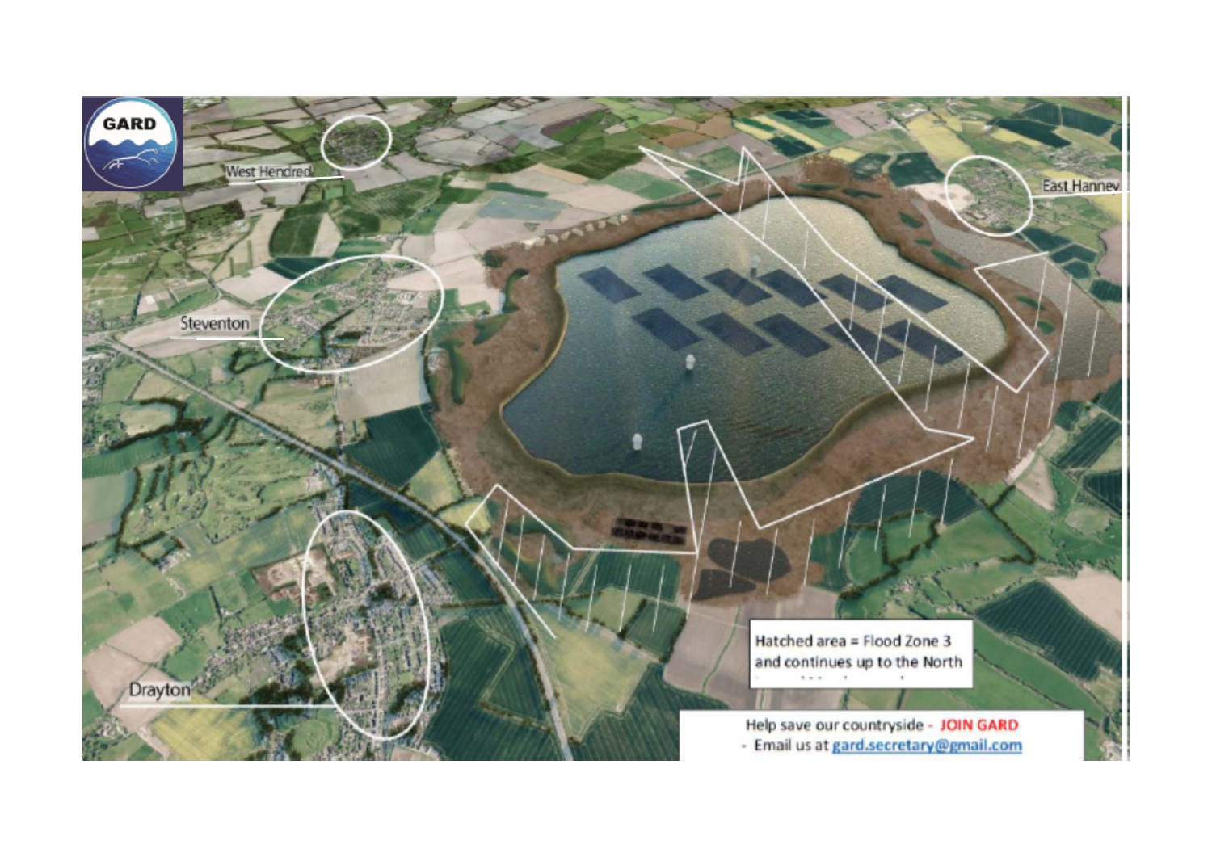GARD

West Hendred

East Hannev

Steventon

Drayton

Hatched area = Flood Zone 3 and continues up to the North

Help save our countryside - **JOIN GARD**
- Email us at gard.secretary@gmail.com